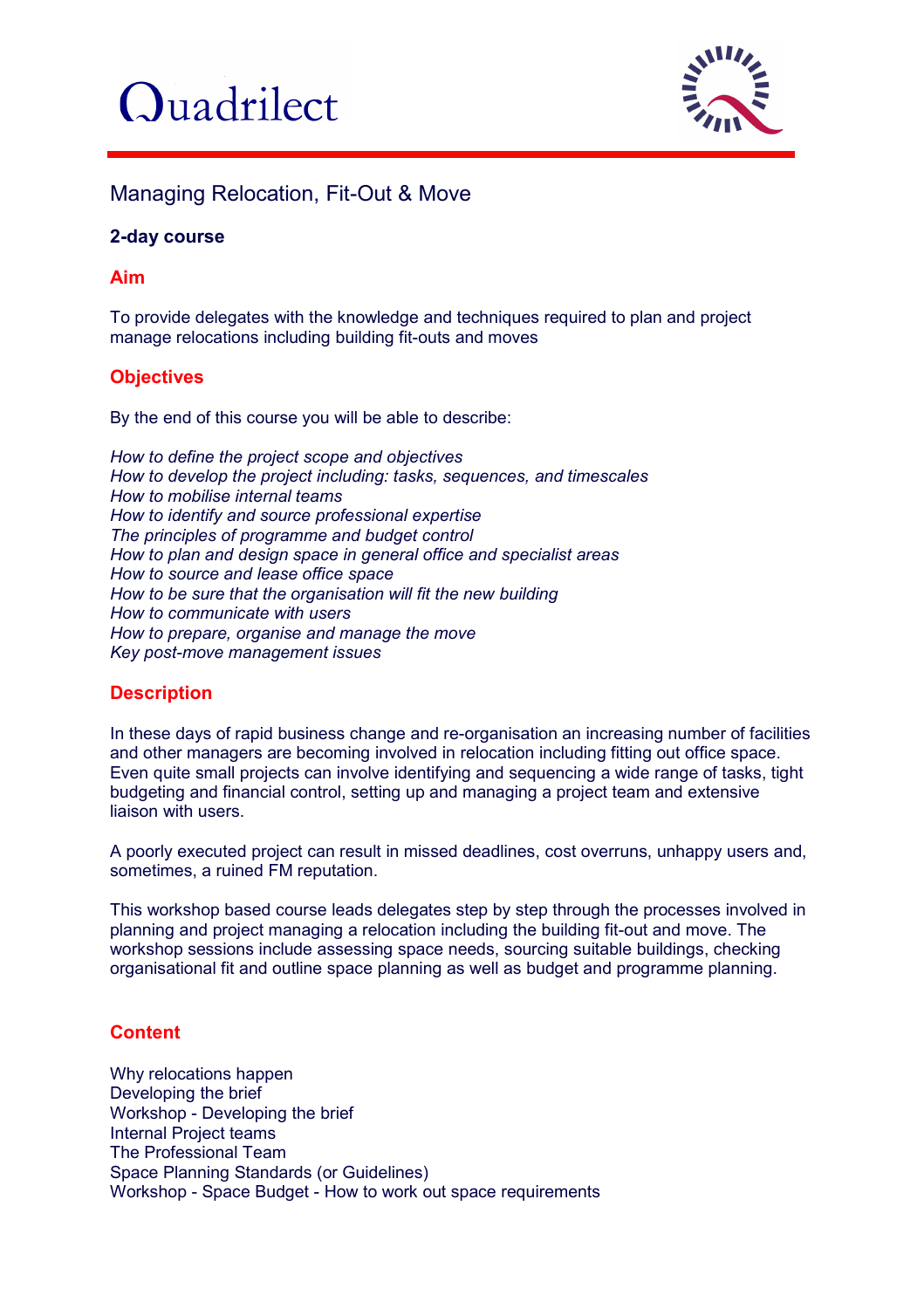Quadrilect

# Managing Relocation, Fit-Out & Move

**2-day course**

## Aim

To provide delegates with the knowledge and techniques required to plan and project manage relocations including building fit-outs and moves

## Objectives

By the end of this course you will be able to describe:

*How to define the project scope and objectives*
*How to develop the project including: tasks, sequences, and timescales*
*How to mobilise internal teams*
*How to identify and source professional expertise*
*The principles of programme and budget control*
*How to plan and design space in general office and specialist areas*
*How to source and lease office space*
*How to be sure that the organisation will fit the new building*
*How to communicate with users*
*How to prepare, organise and manage the move*
*Key post-move management issues*

## Description

In these days of rapid business change and re-organisation an increasing number of facilities and other managers are becoming involved in relocation including fitting out office space. Even quite small projects can involve identifying and sequencing a wide range of tasks, tight budgeting and financial control, setting up and managing a project team and extensive liaison with users.

A poorly executed project can result in missed deadlines, cost overruns, unhappy users and, sometimes, a ruined FM reputation.

This workshop based course leads delegates step by step through the processes involved in planning and project managing a relocation including the building fit-out and move. The workshop sessions include assessing space needs, sourcing suitable buildings, checking organisational fit and outline space planning as well as budget and programme planning.

## Content

Why relocations happen
Developing the brief
Workshop - Developing the brief
Internal Project teams
The Professional Team
Space Planning Standards (or Guidelines)
Workshop - Space Budget - How to work out space requirements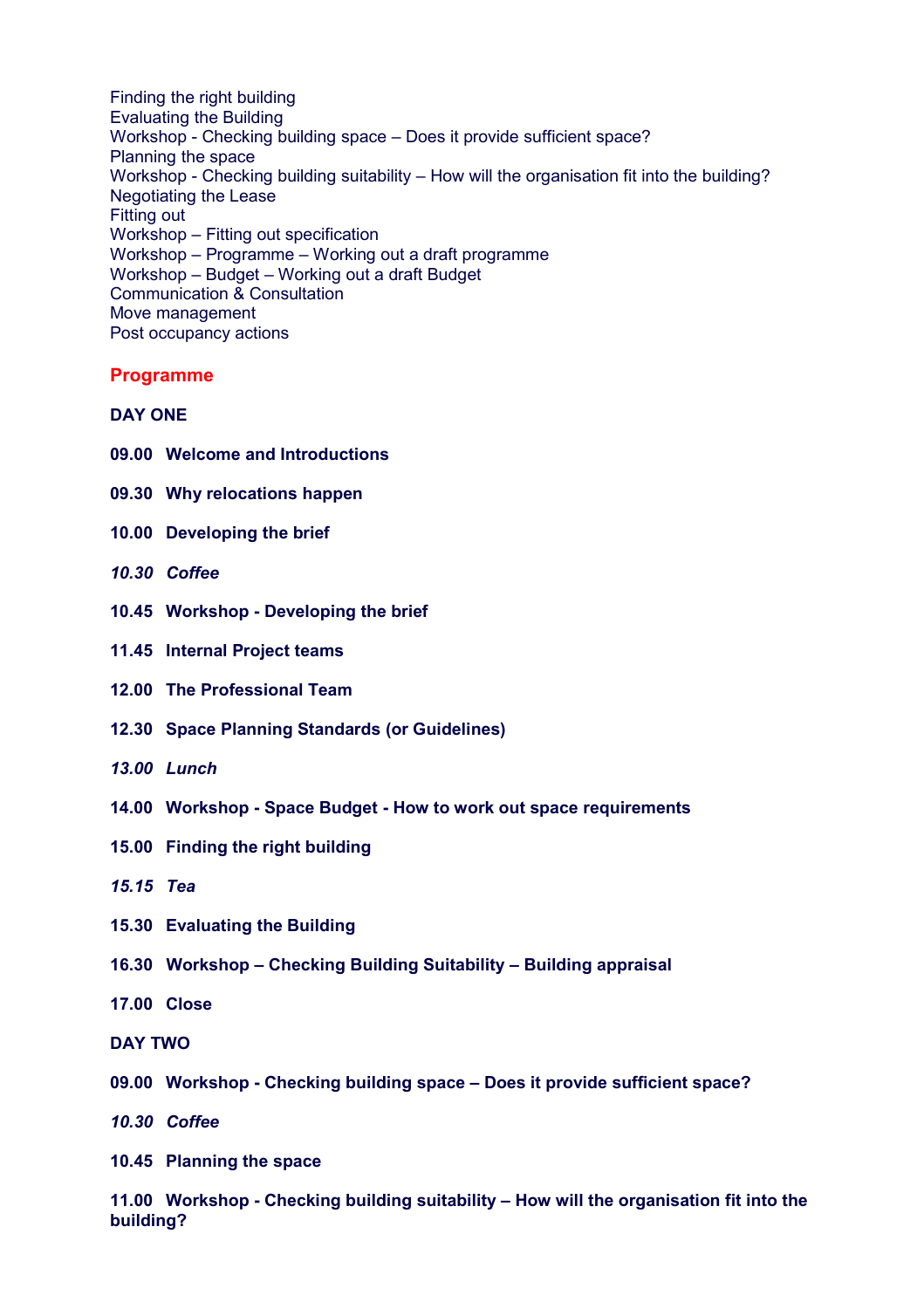Finding the right building
Evaluating the Building
Workshop - Checking building space – Does it provide sufficient space?
Planning the space
Workshop - Checking building suitability – How will the organisation fit into the building?
Negotiating the Lease
Fitting out
Workshop – Fitting out specification
Workshop – Programme – Working out a draft programme
Workshop – Budget – Working out a draft Budget
Communication & Consultation
Move management
Post occupancy actions

## Programme

**DAY ONE**

**09.00 Welcome and Introductions**

**09.30 Why relocations happen**

**10.00 Developing the brief**

***10.30 Coffee***

**10.45 Workshop - Developing the brief**

**11.45 Internal Project teams**

**12.00 The Professional Team**

**12.30 Space Planning Standards (or Guidelines)**

***13.00 Lunch***

**14.00 Workshop - Space Budget - How to work out space requirements**

**15.00 Finding the right building**

***15.15 Tea***

**15.30 Evaluating the Building**

**16.30 Workshop – Checking Building Suitability – Building appraisal**

**17.00 Close**

**DAY TWO**

**09.00 Workshop - Checking building space – Does it provide sufficient space?**

***10.30 Coffee***

**10.45 Planning the space**

**11.00 Workshop - Checking building suitability – How will the organisation fit into the building?**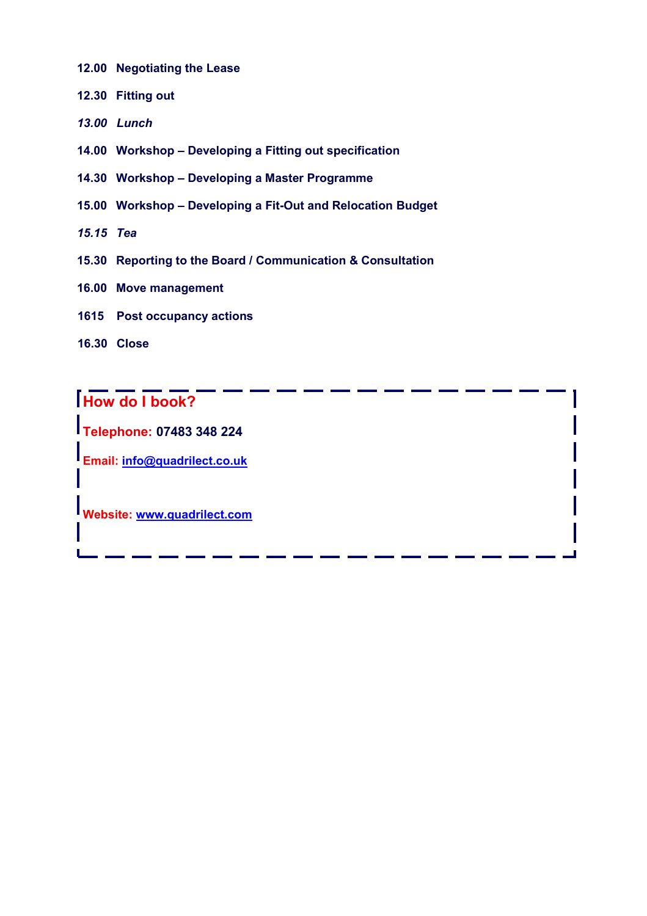**12.00 Negotiating the Lease**

**12.30 Fitting out**

***13.00 Lunch***

**14.00 Workshop – Developing a Fitting out specification**

**14.30 Workshop – Developing a Master Programme**

**15.00 Workshop – Developing a Fit-Out and Relocation Budget**

***15.15 Tea***

**15.30 Reporting to the Board / Communication & Consultation**

**16.00 Move management**

**1615 Post occupancy actions**

**16.30 Close**

## How do I book?

**Telephone:** **07483 348 224**

**Email:** **info@quadrilect.co.uk**

**Website:** **www.quadrilect.com**